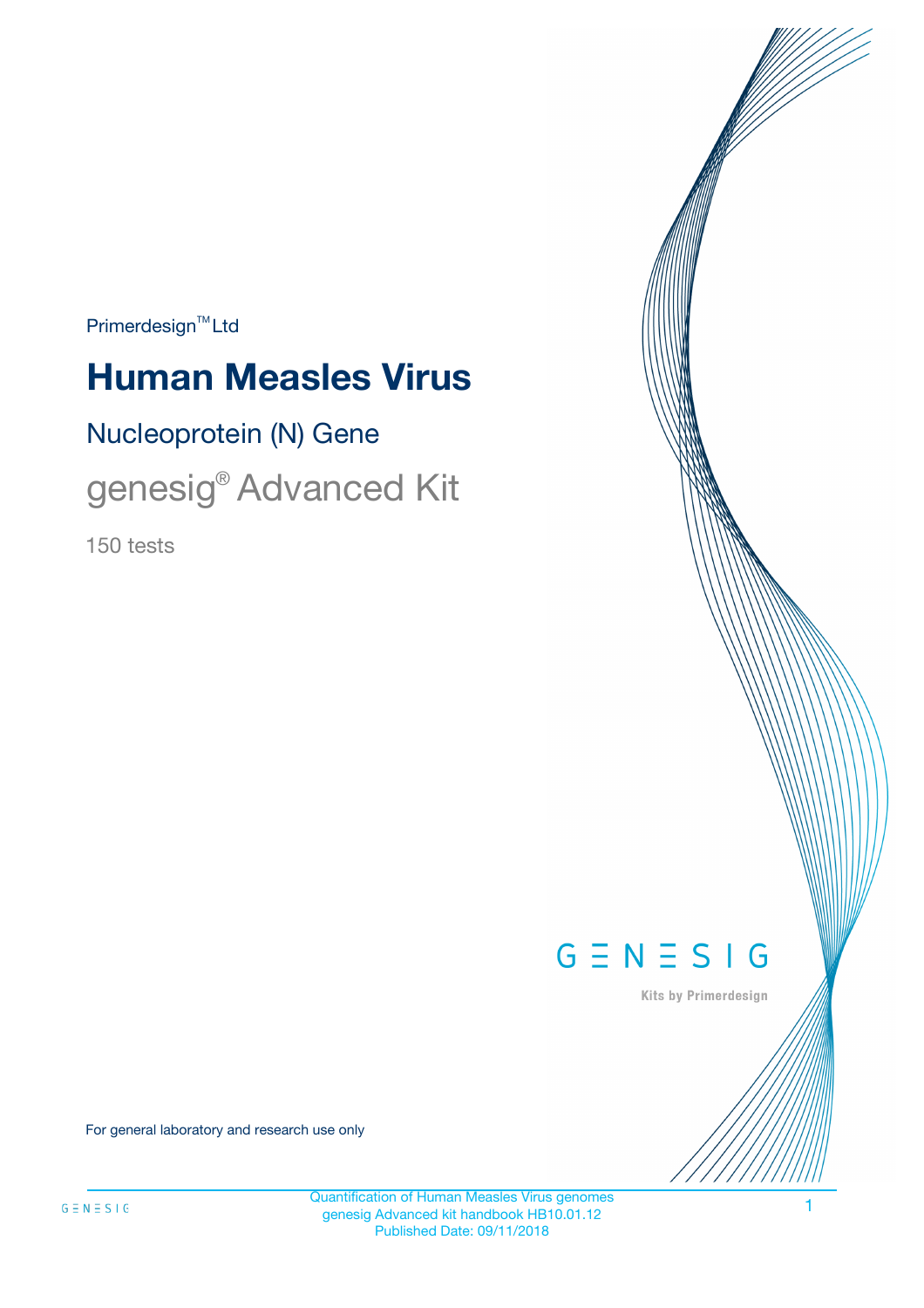Primerdesign™ Ltd

# Human Measles Virus

## Nucleoprotein (N) Gene

## genesig® Advanced Kit

150 tests

GENESIG

Kits by Primerdesign

For general laboratory and research use only

Quantification of Human Measles Virus genomes
genesig Advanced kit handbook HB10.01.12
Published Date: 09/11/2018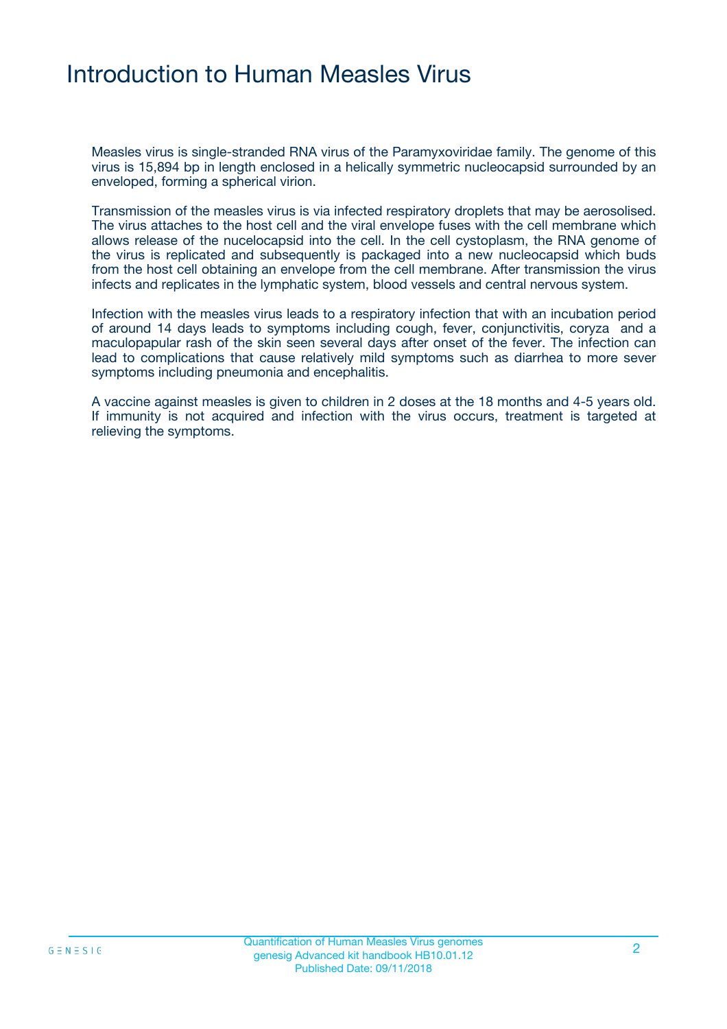# Introduction to Human Measles Virus

Measles virus is single-stranded RNA virus of the Paramyxoviridae family. The genome of this virus is 15,894 bp in length enclosed in a helically symmetric nucleocapsid surrounded by an enveloped, forming a spherical virion.

Transmission of the measles virus is via infected respiratory droplets that may be aerosolised. The virus attaches to the host cell and the viral envelope fuses with the cell membrane which allows release of the nucelocapsid into the cell. In the cell cystoplasm, the RNA genome of the virus is replicated and subsequently is packaged into a new nucleocapsid which buds from the host cell obtaining an envelope from the cell membrane. After transmission the virus infects and replicates in the lymphatic system, blood vessels and central nervous system.

Infection with the measles virus leads to a respiratory infection that with an incubation period of around 14 days leads to symptoms including cough, fever, conjunctivitis, coryza and a maculopapular rash of the skin seen several days after onset of the fever. The infection can lead to complications that cause relatively mild symptoms such as diarrhea to more sever symptoms including pneumonia and encephalitis.

A vaccine against measles is given to children in 2 doses at the 18 months and 4-5 years old. If immunity is not acquired and infection with the virus occurs, treatment is targeted at relieving the symptoms.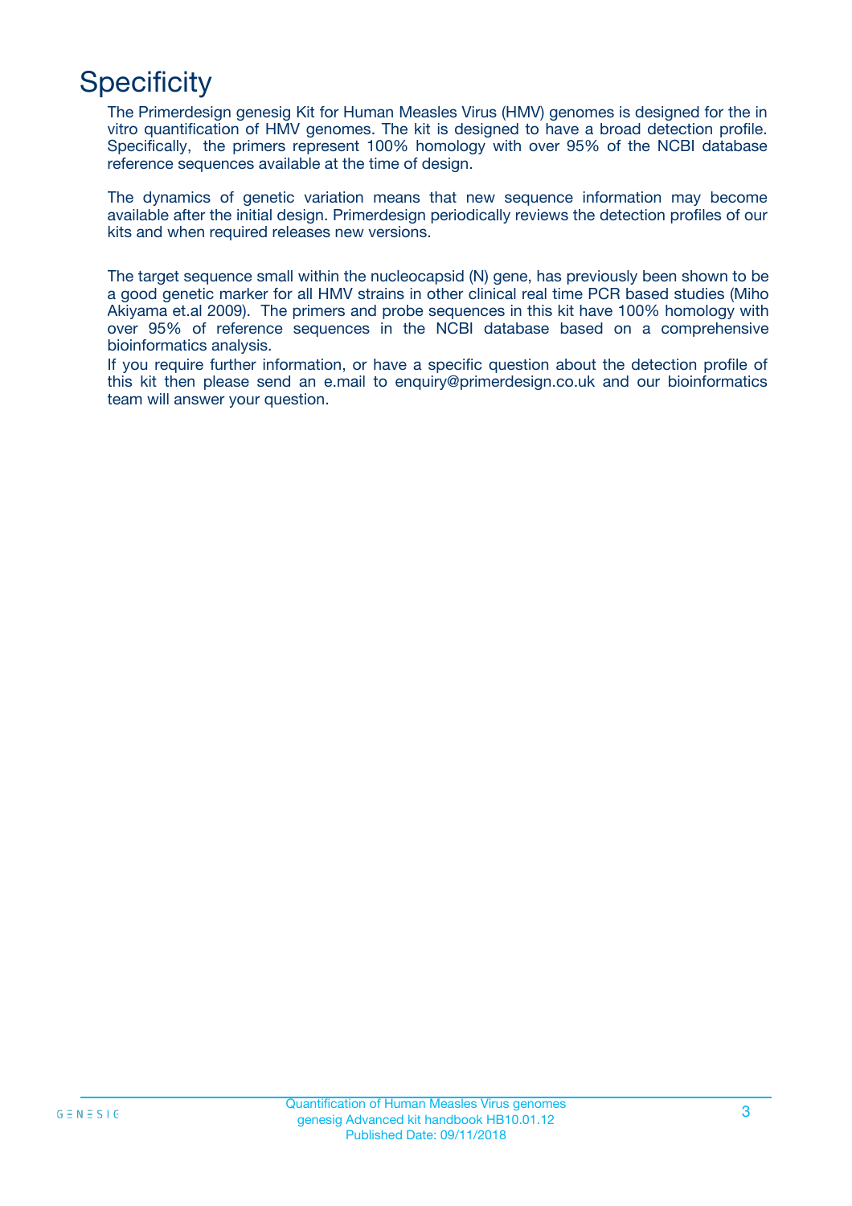# Specificity

The Primerdesign genesig Kit for Human Measles Virus (HMV) genomes is designed for the in vitro quantification of HMV genomes. The kit is designed to have a broad detection profile. Specifically, the primers represent 100% homology with over 95% of the NCBI database reference sequences available at the time of design.

The dynamics of genetic variation means that new sequence information may become available after the initial design. Primerdesign periodically reviews the detection profiles of our kits and when required releases new versions.

The target sequence small within the nucleocapsid (N) gene, has previously been shown to be a good genetic marker for all HMV strains in other clinical real time PCR based studies (Miho Akiyama et.al 2009). The primers and probe sequences in this kit have 100% homology with over 95% of reference sequences in the NCBI database based on a comprehensive bioinformatics analysis.

If you require further information, or have a specific question about the detection profile of this kit then please send an e.mail to enquiry@primerdesign.co.uk and our bioinformatics team will answer your question.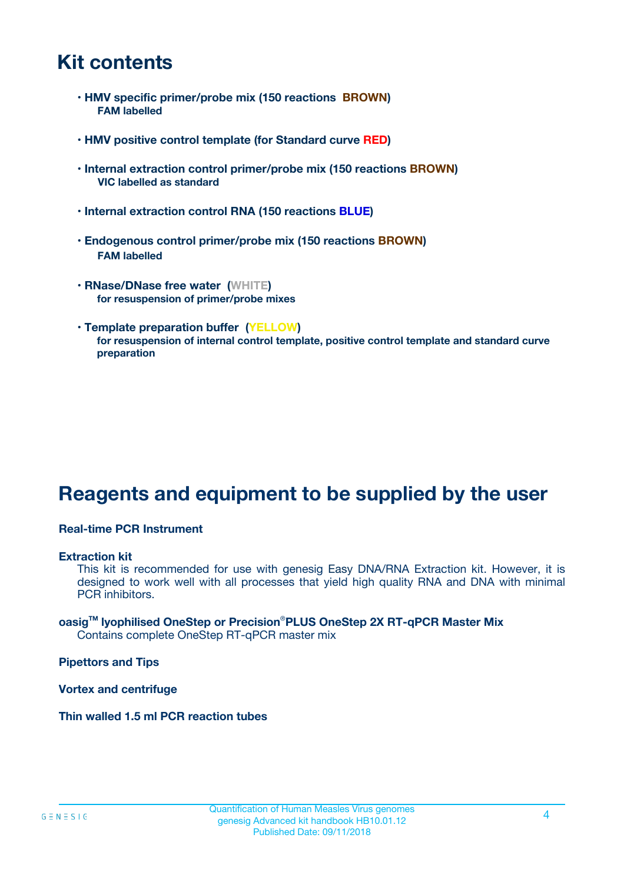# Kit contents

- **HMV specific primer/probe mix (150 reactions BROWN)**
  **FAM labelled**

- **HMV positive control template (for Standard curve RED)**

- **Internal extraction control primer/probe mix (150 reactions BROWN)**
  **VIC labelled as standard**

- **Internal extraction control RNA (150 reactions BLUE)**

- **Endogenous control primer/probe mix (150 reactions BROWN)**
  **FAM labelled**

- **RNase/DNase free water (WHITE)**
  **for resuspension of primer/probe mixes**

- **Template preparation buffer (YELLOW)**
  **for resuspension of internal control template, positive control template and standard curve preparation**

# Reagents and equipment to be supplied by the user

**Real-time PCR Instrument**

**Extraction kit**

This kit is recommended for use with genesig Easy DNA/RNA Extraction kit. However, it is designed to work well with all processes that yield high quality RNA and DNA with minimal PCR inhibitors.

**oasig™ lyophilised OneStep or Precision®PLUS OneStep 2X RT-qPCR Master Mix**

Contains complete OneStep RT-qPCR master mix

**Pipettors and Tips**

**Vortex and centrifuge**

**Thin walled 1.5 ml PCR reaction tubes**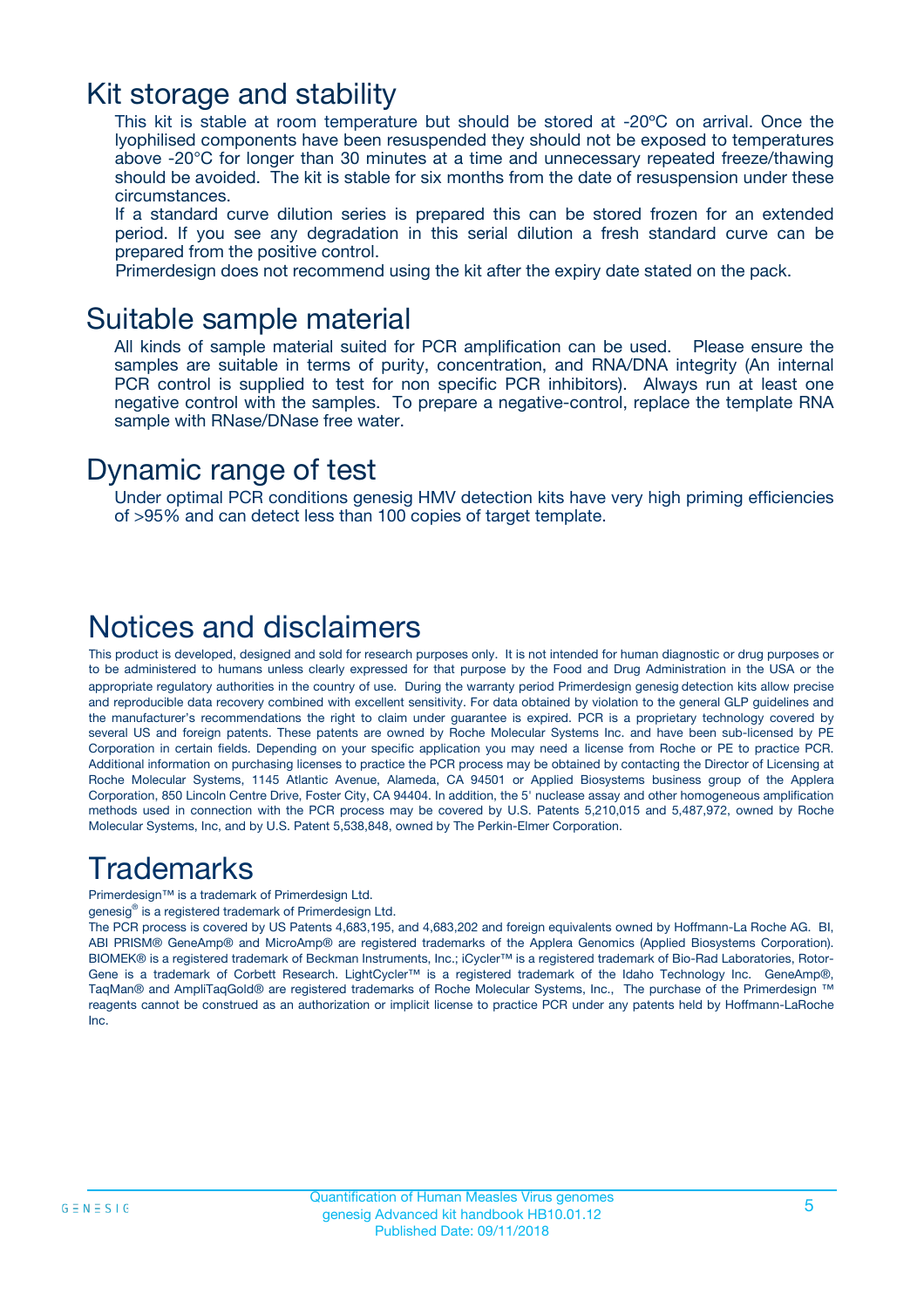# Kit storage and stability

This kit is stable at room temperature but should be stored at -20ºC on arrival. Once the lyophilised components have been resuspended they should not be exposed to temperatures above -20°C for longer than 30 minutes at a time and unnecessary repeated freeze/thawing should be avoided. The kit is stable for six months from the date of resuspension under these circumstances.

If a standard curve dilution series is prepared this can be stored frozen for an extended period. If you see any degradation in this serial dilution a fresh standard curve can be prepared from the positive control.

Primerdesign does not recommend using the kit after the expiry date stated on the pack.

# Suitable sample material

All kinds of sample material suited for PCR amplification can be used. Please ensure the samples are suitable in terms of purity, concentration, and RNA/DNA integrity (An internal PCR control is supplied to test for non specific PCR inhibitors). Always run at least one negative control with the samples. To prepare a negative-control, replace the template RNA sample with RNase/DNase free water.

# Dynamic range of test

Under optimal PCR conditions genesig HMV detection kits have very high priming efficiencies of >95% and can detect less than 100 copies of target template.

# Notices and disclaimers

This product is developed, designed and sold for research purposes only. It is not intended for human diagnostic or drug purposes or to be administered to humans unless clearly expressed for that purpose by the Food and Drug Administration in the USA or the appropriate regulatory authorities in the country of use. During the warranty period Primerdesign genesig detection kits allow precise and reproducible data recovery combined with excellent sensitivity. For data obtained by violation to the general GLP guidelines and the manufacturer's recommendations the right to claim under guarantee is expired. PCR is a proprietary technology covered by several US and foreign patents. These patents are owned by Roche Molecular Systems Inc. and have been sub-licensed by PE Corporation in certain fields. Depending on your specific application you may need a license from Roche or PE to practice PCR. Additional information on purchasing licenses to practice the PCR process may be obtained by contacting the Director of Licensing at Roche Molecular Systems, 1145 Atlantic Avenue, Alameda, CA 94501 or Applied Biosystems business group of the Applera Corporation, 850 Lincoln Centre Drive, Foster City, CA 94404. In addition, the 5' nuclease assay and other homogeneous amplification methods used in connection with the PCR process may be covered by U.S. Patents 5,210,015 and 5,487,972, owned by Roche Molecular Systems, Inc, and by U.S. Patent 5,538,848, owned by The Perkin-Elmer Corporation.

# Trademarks

Primerdesign™ is a trademark of Primerdesign Ltd.

genesig® is a registered trademark of Primerdesign Ltd.

The PCR process is covered by US Patents 4,683,195, and 4,683,202 and foreign equivalents owned by Hoffmann-La Roche AG. BI, ABI PRISM® GeneAmp® and MicroAmp® are registered trademarks of the Applera Genomics (Applied Biosystems Corporation). BIOMEK® is a registered trademark of Beckman Instruments, Inc.; iCycler™ is a registered trademark of Bio-Rad Laboratories, Rotor-Gene is a trademark of Corbett Research. LightCycler™ is a registered trademark of the Idaho Technology Inc. GeneAmp®, TaqMan® and AmpliTaqGold® are registered trademarks of Roche Molecular Systems, Inc., The purchase of the Primerdesign ™ reagents cannot be construed as an authorization or implicit license to practice PCR under any patents held by Hoffmann-LaRoche Inc.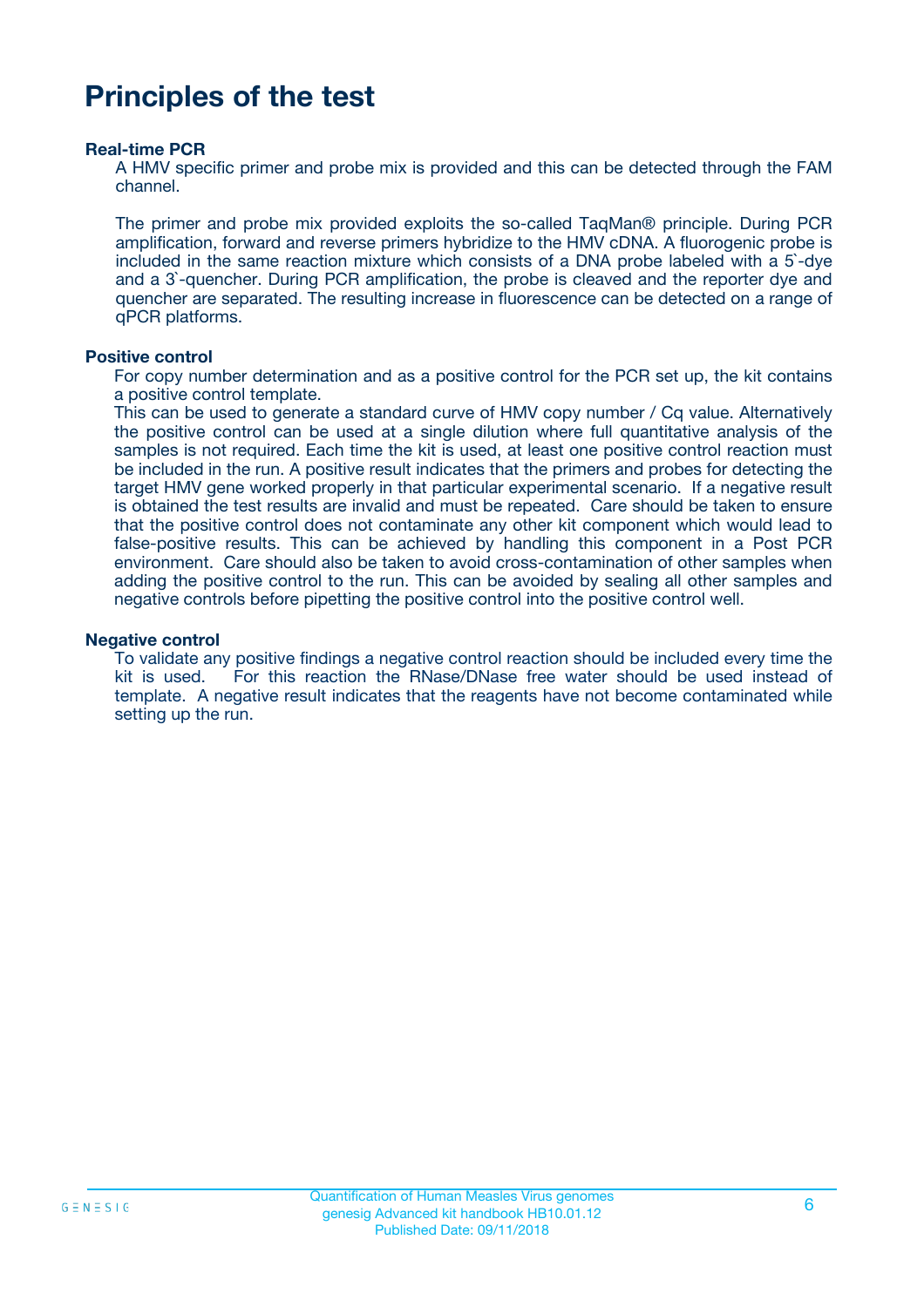# Principles of the test

**Real-time PCR**

A HMV specific primer and probe mix is provided and this can be detected through the FAM channel.

The primer and probe mix provided exploits the so-called TaqMan® principle. During PCR amplification, forward and reverse primers hybridize to the HMV cDNA. A fluorogenic probe is included in the same reaction mixture which consists of a DNA probe labeled with a 5`-dye and a 3`-quencher. During PCR amplification, the probe is cleaved and the reporter dye and quencher are separated. The resulting increase in fluorescence can be detected on a range of qPCR platforms.

**Positive control**

For copy number determination and as a positive control for the PCR set up, the kit contains a positive control template.

This can be used to generate a standard curve of HMV copy number / Cq value. Alternatively the positive control can be used at a single dilution where full quantitative analysis of the samples is not required. Each time the kit is used, at least one positive control reaction must be included in the run. A positive result indicates that the primers and probes for detecting the target HMV gene worked properly in that particular experimental scenario. If a negative result is obtained the test results are invalid and must be repeated. Care should be taken to ensure that the positive control does not contaminate any other kit component which would lead to false-positive results. This can be achieved by handling this component in a Post PCR environment. Care should also be taken to avoid cross-contamination of other samples when adding the positive control to the run. This can be avoided by sealing all other samples and negative controls before pipetting the positive control into the positive control well.

**Negative control**

To validate any positive findings a negative control reaction should be included every time the kit is used. For this reaction the RNase/DNase free water should be used instead of template. A negative result indicates that the reagents have not become contaminated while setting up the run.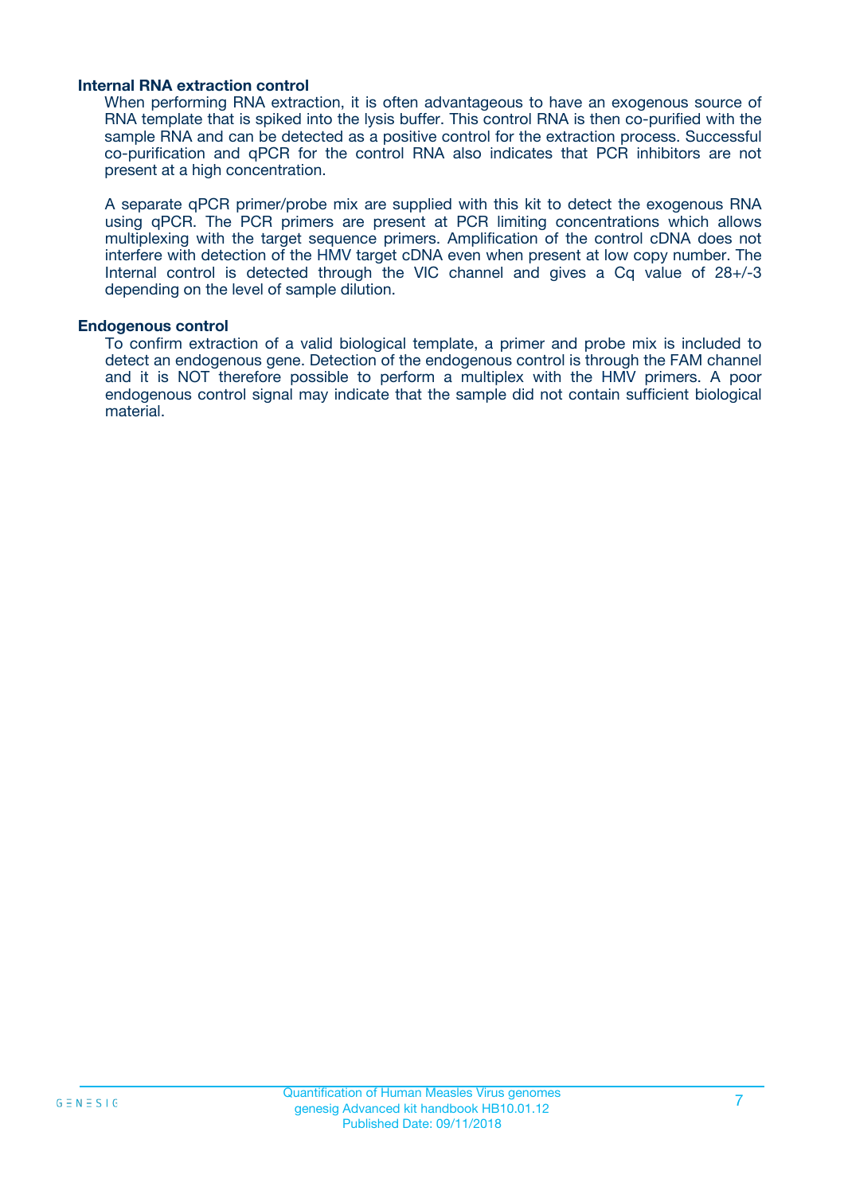### Internal RNA extraction control

When performing RNA extraction, it is often advantageous to have an exogenous source of RNA template that is spiked into the lysis buffer. This control RNA is then co-purified with the sample RNA and can be detected as a positive control for the extraction process. Successful co-purification and qPCR for the control RNA also indicates that PCR inhibitors are not present at a high concentration.

A separate qPCR primer/probe mix are supplied with this kit to detect the exogenous RNA using qPCR. The PCR primers are present at PCR limiting concentrations which allows multiplexing with the target sequence primers. Amplification of the control cDNA does not interfere with detection of the HMV target cDNA even when present at low copy number. The Internal control is detected through the VIC channel and gives a Cq value of 28+/-3 depending on the level of sample dilution.

### Endogenous control

To confirm extraction of a valid biological template, a primer and probe mix is included to detect an endogenous gene. Detection of the endogenous control is through the FAM channel and it is NOT therefore possible to perform a multiplex with the HMV primers. A poor endogenous control signal may indicate that the sample did not contain sufficient biological material.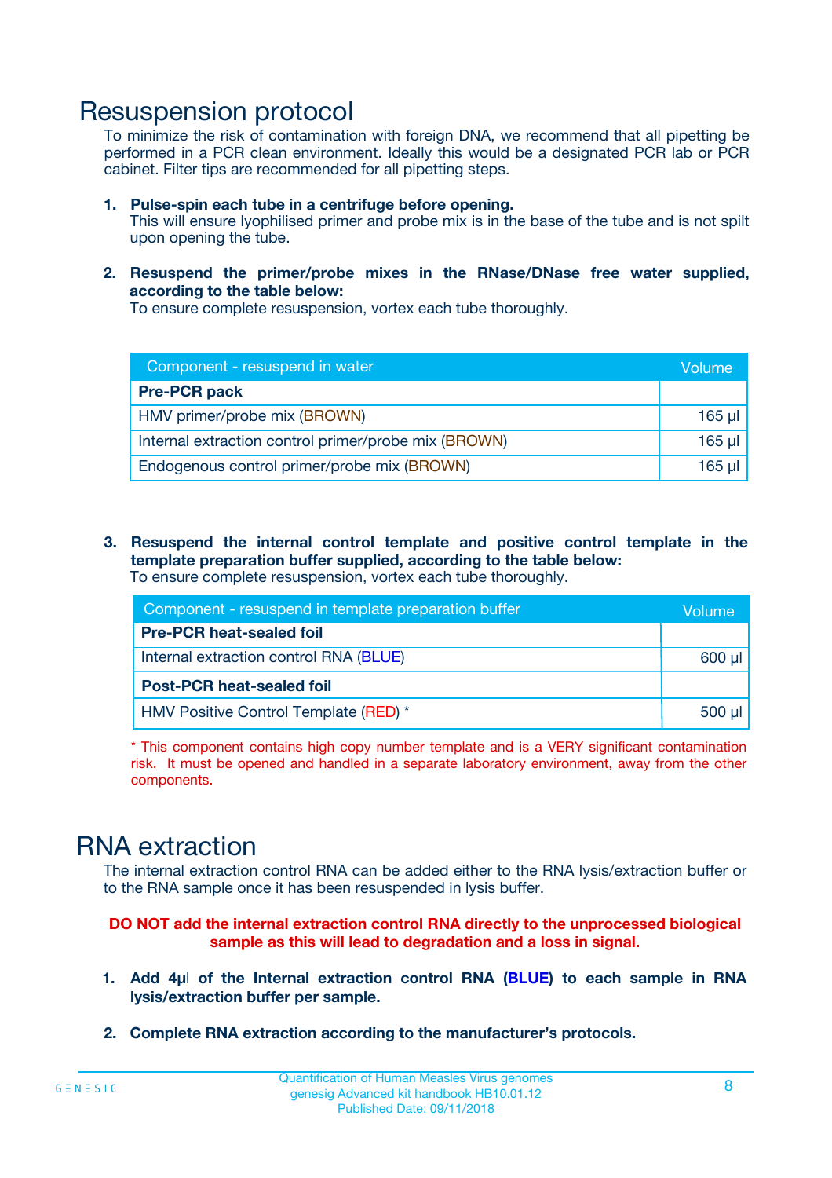# Resuspension protocol

To minimize the risk of contamination with foreign DNA, we recommend that all pipetting be performed in a PCR clean environment. Ideally this would be a designated PCR lab or PCR cabinet. Filter tips are recommended for all pipetting steps.

1. **Pulse-spin each tube in a centrifuge before opening.**
   This will ensure lyophilised primer and probe mix is in the base of the tube and is not spilt upon opening the tube.

2. **Resuspend the primer/probe mixes in the RNase/DNase free water supplied, according to the table below:**
   To ensure complete resuspension, vortex each tube thoroughly.

| Component - resuspend in water | Volume |
|---|---|
| **Pre-PCR pack** | |
| HMV primer/probe mix (BROWN) | 165 µl |
| Internal extraction control primer/probe mix (BROWN) | 165 µl |
| Endogenous control primer/probe mix (BROWN) | 165 µl |

3. **Resuspend the internal control template and positive control template in the template preparation buffer supplied, according to the table below:**
   To ensure complete resuspension, vortex each tube thoroughly.

| Component - resuspend in template preparation buffer | Volume |
|---|---|
| **Pre-PCR heat-sealed foil** | |
| Internal extraction control RNA (BLUE) | 600 µl |
| **Post-PCR heat-sealed foil** | |
| HMV Positive Control Template (RED) * | 500 µl |

* This component contains high copy number template and is a VERY significant contamination risk. It must be opened and handled in a separate laboratory environment, away from the other components.

# RNA extraction

The internal extraction control RNA can be added either to the RNA lysis/extraction buffer or to the RNA sample once it has been resuspended in lysis buffer.

**DO NOT add the internal extraction control RNA directly to the unprocessed biological sample as this will lead to degradation and a loss in signal.**

1. **Add 4µl of the Internal extraction control RNA (BLUE) to each sample in RNA lysis/extraction buffer per sample.**

2. **Complete RNA extraction according to the manufacturer's protocols.**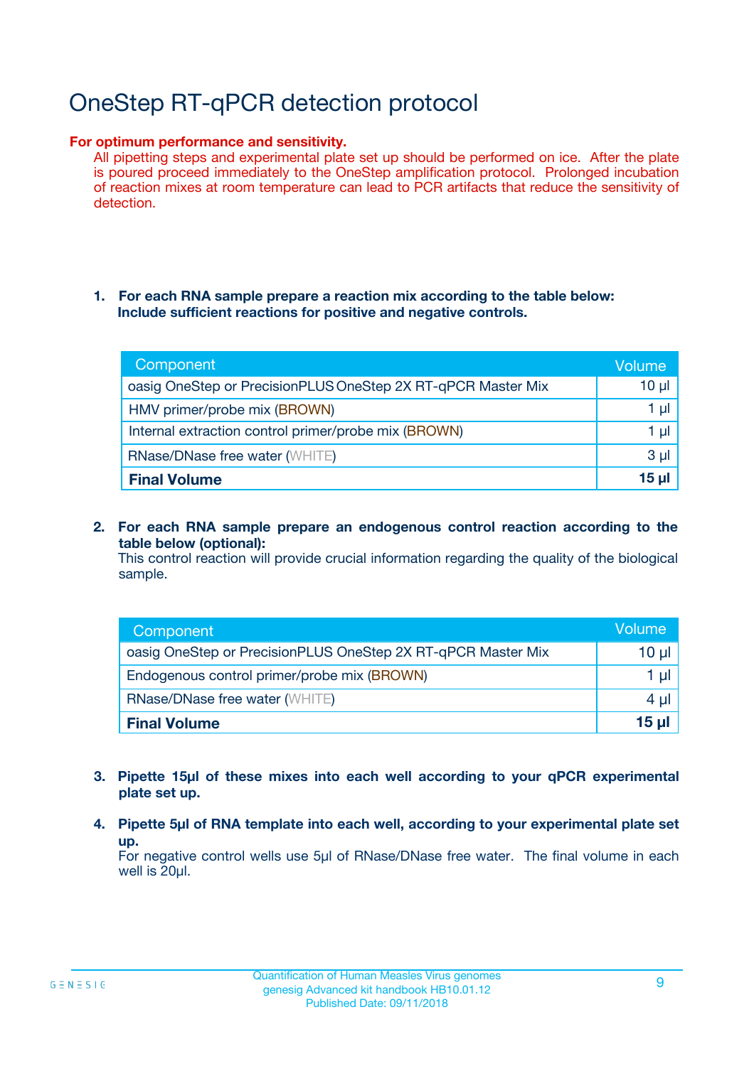# OneStep RT-qPCR detection protocol

**For optimum performance and sensitivity.**

All pipetting steps and experimental plate set up should be performed on ice. After the plate is poured proceed immediately to the OneStep amplification protocol. Prolonged incubation of reaction mixes at room temperature can lead to PCR artifacts that reduce the sensitivity of detection.

1. **For each RNA sample prepare a reaction mix according to the table below: Include sufficient reactions for positive and negative controls.**

| Component | Volume |
| --- | --- |
| oasig OneStep or PrecisionPLUS OneStep 2X RT-qPCR Master Mix | 10 µl |
| HMV primer/probe mix (BROWN) | 1 µl |
| Internal extraction control primer/probe mix (BROWN) | 1 µl |
| RNase/DNase free water (WHITE) | 3 µl |
| **Final Volume** | **15 µl** |

2. **For each RNA sample prepare an endogenous control reaction according to the table below (optional):**
   This control reaction will provide crucial information regarding the quality of the biological sample.

| Component | Volume |
| --- | --- |
| oasig OneStep or PrecisionPLUS OneStep 2X RT-qPCR Master Mix | 10 µl |
| Endogenous control primer/probe mix (BROWN) | 1 µl |
| RNase/DNase free water (WHITE) | 4 µl |
| **Final Volume** | **15 µl** |

3. **Pipette 15µl of these mixes into each well according to your qPCR experimental plate set up.**

4. **Pipette 5µl of RNA template into each well, according to your experimental plate set up.**
   For negative control wells use 5µl of RNase/DNase free water. The final volume in each well is 20µl.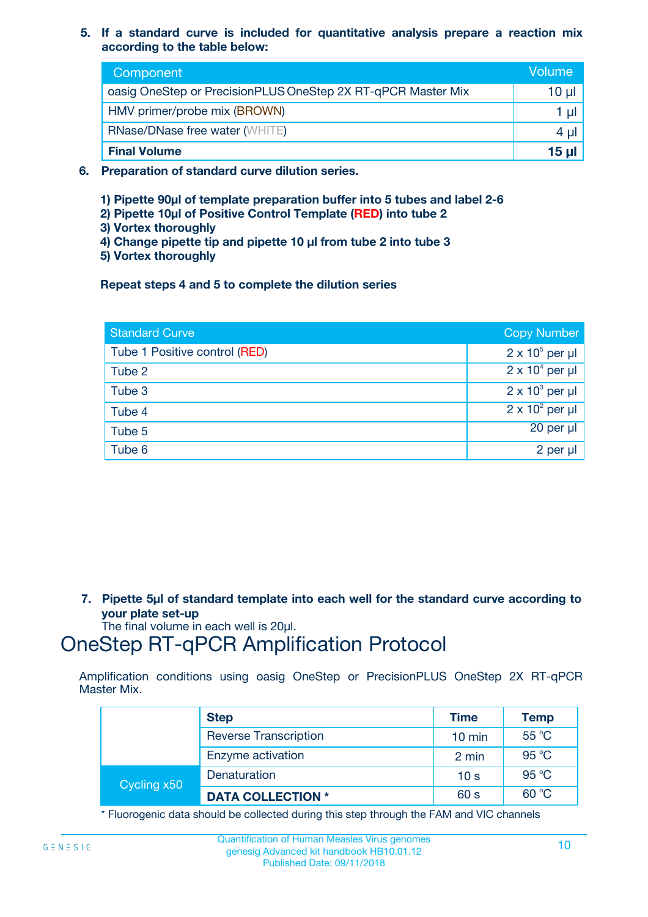5. **If a standard curve is included for quantitative analysis prepare a reaction mix according to the table below:**

| Component | Volume |
|---|---|
| oasig OneStep or PrecisionPLUS OneStep 2X RT-qPCR Master Mix | 10 µl |
| HMV primer/probe mix (BROWN) | 1 µl |
| RNase/DNase free water (WHITE) | 4 µl |
| **Final Volume** | **15 µl** |

6. **Preparation of standard curve dilution series.**

**1) Pipette 90µl of template preparation buffer into 5 tubes and label 2-6**
**2) Pipette 10µl of Positive Control Template (RED) into tube 2**
**3) Vortex thoroughly**
**4) Change pipette tip and pipette 10 µl from tube 2 into tube 3**
**5) Vortex thoroughly**

**Repeat steps 4 and 5 to complete the dilution series**

| Standard Curve | Copy Number |
|---|---|
| Tube 1 Positive control (RED) | $2 \times 10^5$ per µl |
| Tube 2 | $2 \times 10^4$ per µl |
| Tube 3 | $2 \times 10^3$ per µl |
| Tube 4 | $2 \times 10^2$ per µl |
| Tube 5 | 20 per µl |
| Tube 6 | 2 per µl |

7. **Pipette 5µl of standard template into each well for the standard curve according to your plate set-up**
The final volume in each well is 20µl.

# OneStep RT-qPCR Amplification Protocol

Amplification conditions using oasig OneStep or PrecisionPLUS OneStep 2X RT-qPCR Master Mix.

| | Step | Time | Temp |
|---|---|---|---|
| | Reverse Transcription | 10 min | 55 °C |
| | Enzyme activation | 2 min | 95 °C |
| Cycling x50 | Denaturation | 10 s | 95 °C |
| | **DATA COLLECTION *** | 60 s | 60 °C |

* Fluorogenic data should be collected during this step through the FAM and VIC channels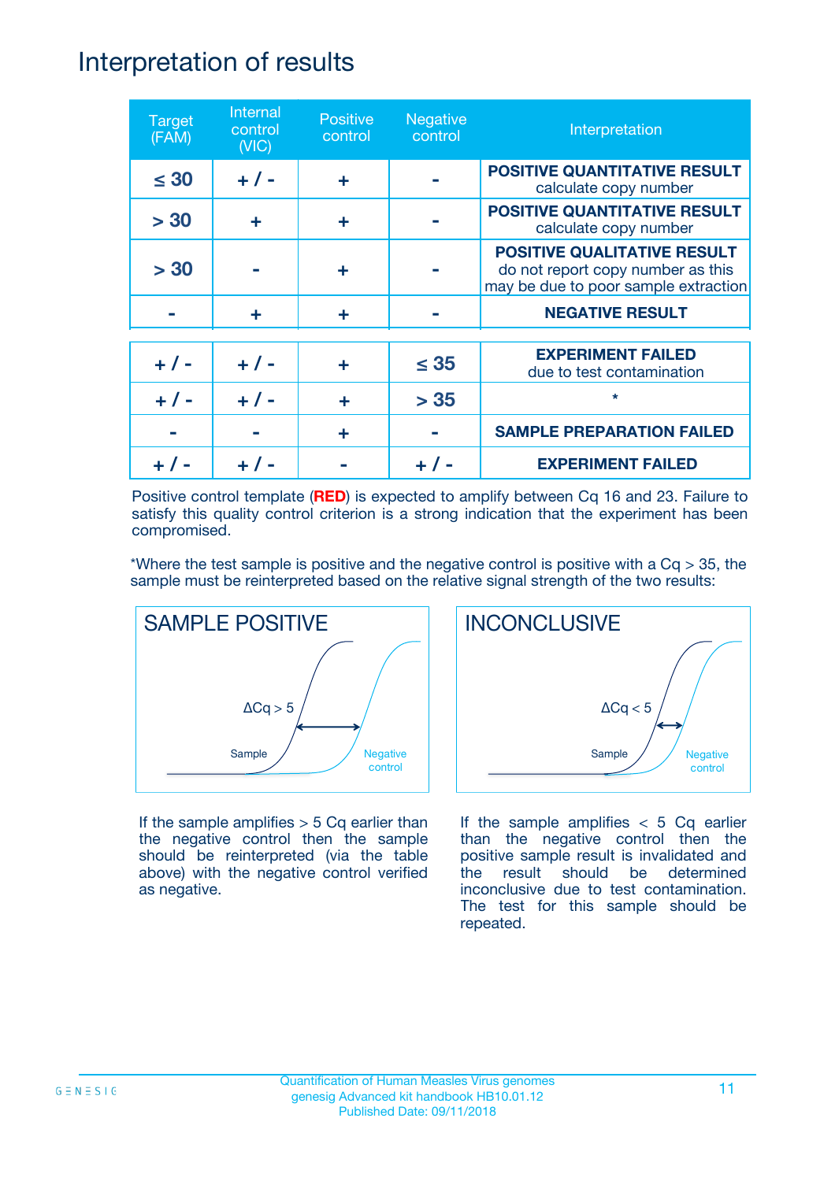# Interpretation of results

| Target (FAM) | Internal control (VIC) | Positive control | Negative control | Interpretation |
|---|---|---|---|---|
| ≤ 30 | + / - | + | - | **POSITIVE QUANTITATIVE RESULT** calculate copy number |
| > 30 | + | + | - | **POSITIVE QUANTITATIVE RESULT** calculate copy number |
| > 30 | - | + | - | **POSITIVE QUALITATIVE RESULT** do not report copy number as this may be due to poor sample extraction |
| - | + | + | - | **NEGATIVE RESULT** |
| + / - | + / - | + | ≤ 35 | **EXPERIMENT FAILED** due to test contamination |
| + / - | + / - | + | > 35 | * |
| - | - | + | - | **SAMPLE PREPARATION FAILED** |
| + / - | + / - | - | + / - | **EXPERIMENT FAILED** |

Positive control template (**RED**) is expected to amplify between Cq 16 and 23. Failure to satisfy this quality control criterion is a strong indication that the experiment has been compromised.

*Where the test sample is positive and the negative control is positive with a Cq > 35, the sample must be reinterpreted based on the relative signal strength of the two results:

## SAMPLE POSITIVE

ΔCq > 5

Sample

Negative control

If the sample amplifies > 5 Cq earlier than the negative control then the sample should be reinterpreted (via the table above) with the negative control verified as negative.

## INCONCLUSIVE

ΔCq < 5

Sample

Negative control

If the sample amplifies < 5 Cq earlier than the negative control then the positive sample result is invalidated and the result should be determined inconclusive due to test contamination. The test for this sample should be repeated.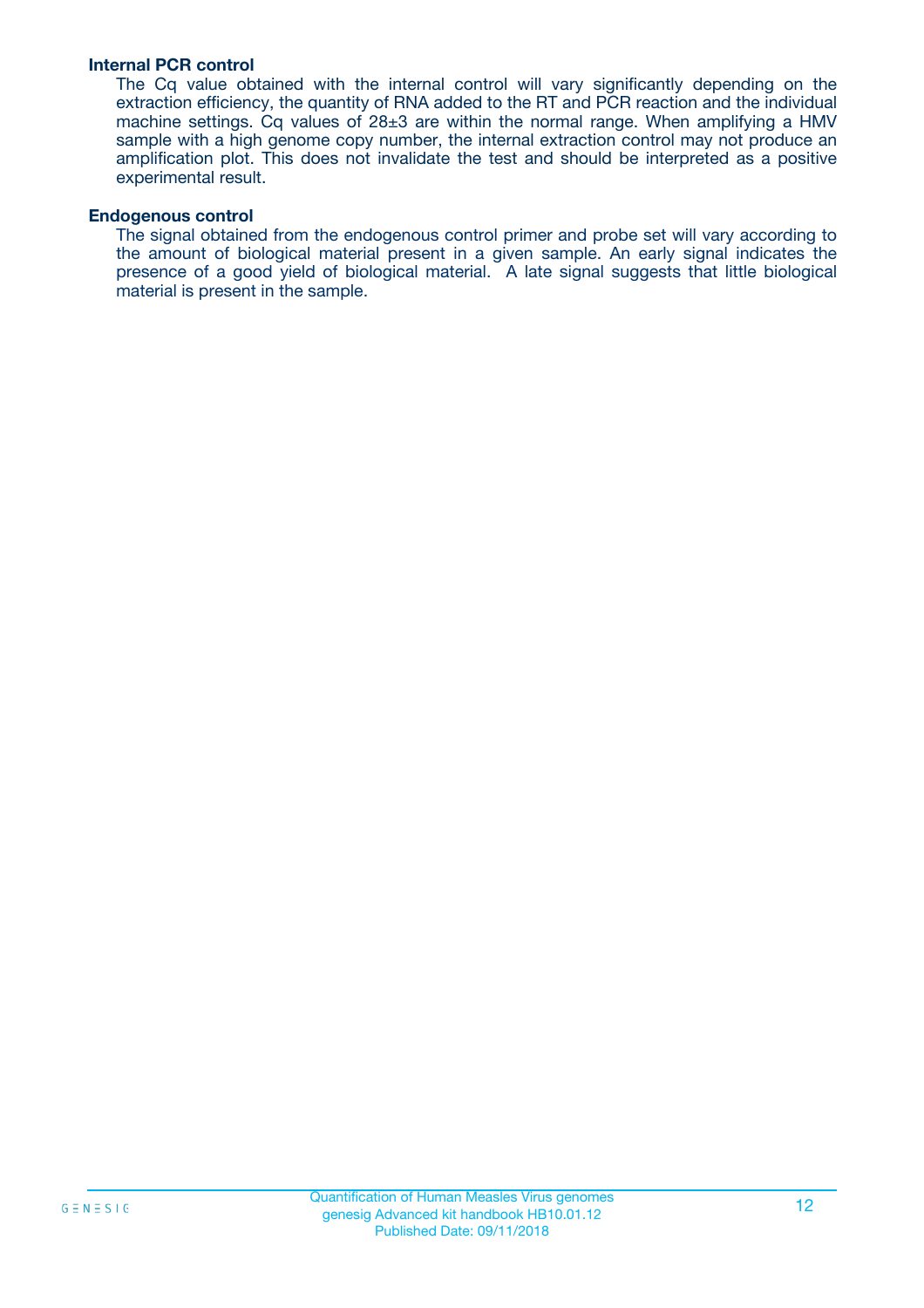**Internal PCR control**

The Cq value obtained with the internal control will vary significantly depending on the extraction efficiency, the quantity of RNA added to the RT and PCR reaction and the individual machine settings. Cq values of 28±3 are within the normal range. When amplifying a HMV sample with a high genome copy number, the internal extraction control may not produce an amplification plot. This does not invalidate the test and should be interpreted as a positive experimental result.

**Endogenous control**

The signal obtained from the endogenous control primer and probe set will vary according to the amount of biological material present in a given sample. An early signal indicates the presence of a good yield of biological material. A late signal suggests that little biological material is present in the sample.